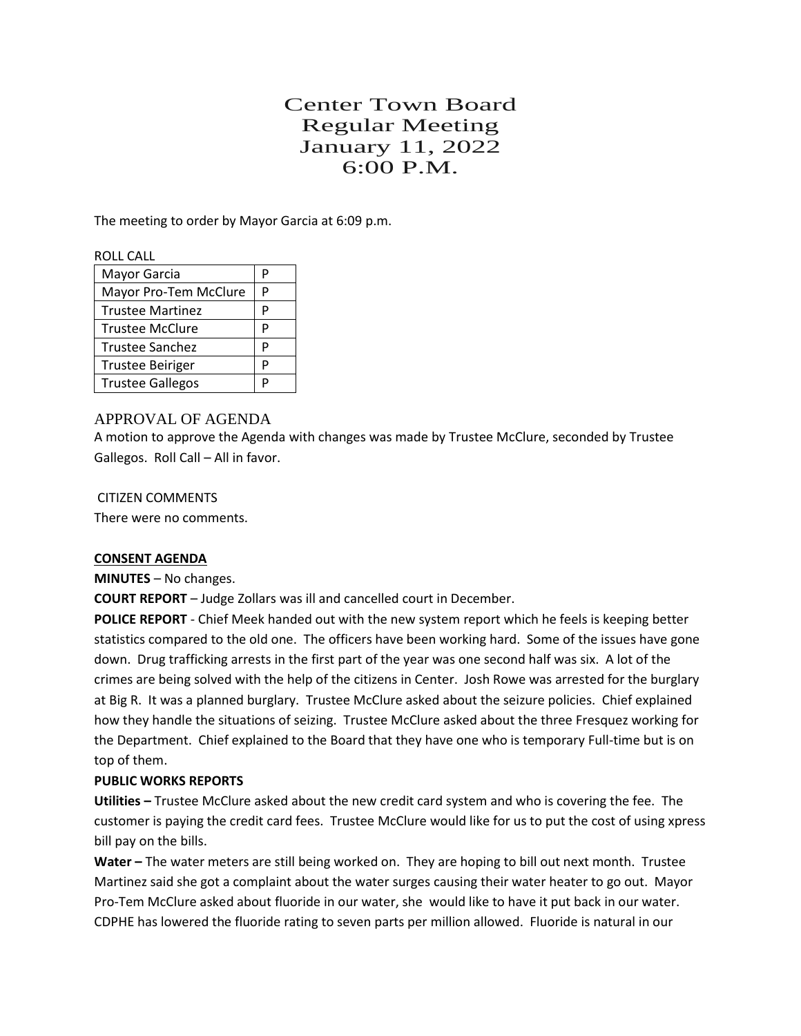# Center Town Board
# Regular Meeting
# January 11, 2022
# 6:00 P.M.

The meeting to order by Mayor Garcia at 6:09 p.m.

ROLL CALL

| | |
|---|---|
| Mayor Garcia | P |
| Mayor Pro-Tem McClure | P |
| Trustee Martinez | P |
| Trustee McClure | P |
| Trustee Sanchez | P |
| Trustee Beiriger | P |
| Trustee Gallegos | P |

## APPROVAL OF AGENDA

A motion to approve the Agenda with changes was made by Trustee McClure, seconded by Trustee Gallegos. Roll Call – All in favor.

CITIZEN COMMENTS

There were no comments.

**CONSENT AGENDA**

**MINUTES** – No changes.

**COURT REPORT** – Judge Zollars was ill and cancelled court in December.

**POLICE REPORT** - Chief Meek handed out with the new system report which he feels is keeping better statistics compared to the old one. The officers have been working hard. Some of the issues have gone down. Drug trafficking arrests in the first part of the year was one second half was six. A lot of the crimes are being solved with the help of the citizens in Center. Josh Rowe was arrested for the burglary at Big R. It was a planned burglary. Trustee McClure asked about the seizure policies. Chief explained how they handle the situations of seizing. Trustee McClure asked about the three Fresquez working for the Department. Chief explained to the Board that they have one who is temporary Full-time but is on top of them.

**PUBLIC WORKS REPORTS**

**Utilities –** Trustee McClure asked about the new credit card system and who is covering the fee. The customer is paying the credit card fees. Trustee McClure would like for us to put the cost of using xpress bill pay on the bills.

**Water –** The water meters are still being worked on. They are hoping to bill out next month. Trustee Martinez said she got a complaint about the water surges causing their water heater to go out. Mayor Pro-Tem McClure asked about fluoride in our water, she would like to have it put back in our water. CDPHE has lowered the fluoride rating to seven parts per million allowed. Fluoride is natural in our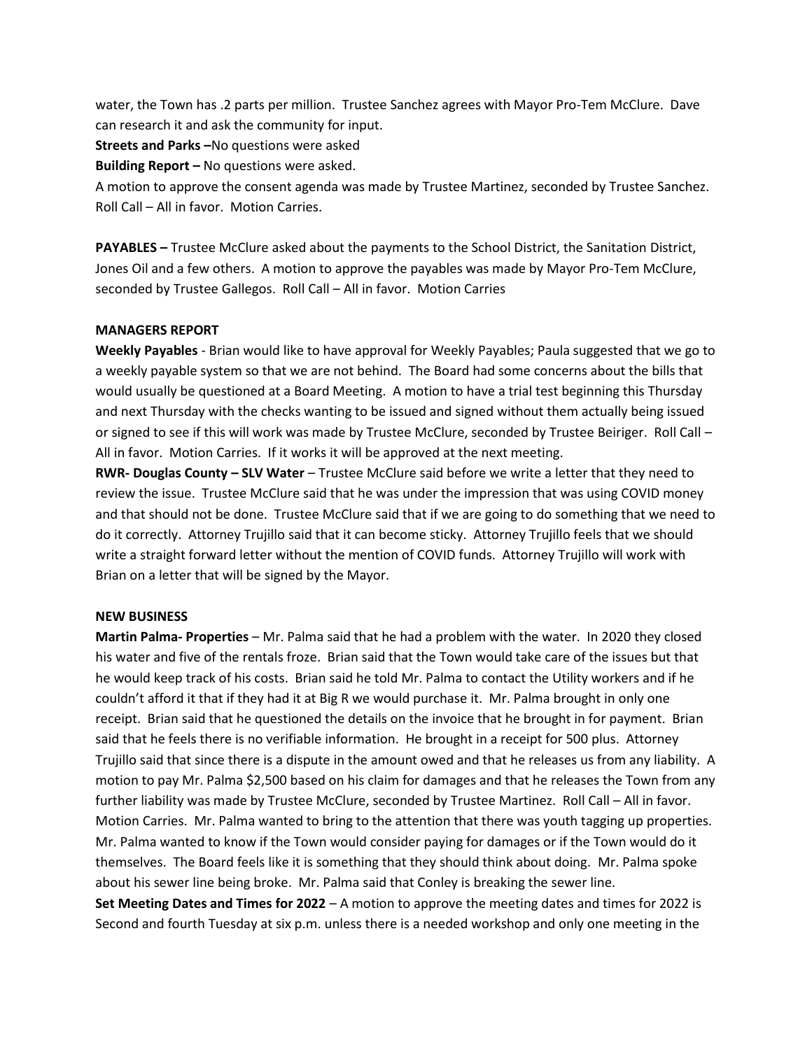water, the Town has .2 parts per million. Trustee Sanchez agrees with Mayor Pro-Tem McClure. Dave can research it and ask the community for input.

**Streets and Parks –**No questions were asked

**Building Report –** No questions were asked.

A motion to approve the consent agenda was made by Trustee Martinez, seconded by Trustee Sanchez. Roll Call – All in favor. Motion Carries.

**PAYABLES –** Trustee McClure asked about the payments to the School District, the Sanitation District, Jones Oil and a few others. A motion to approve the payables was made by Mayor Pro-Tem McClure, seconded by Trustee Gallegos. Roll Call – All in favor. Motion Carries

**MANAGERS REPORT**

**Weekly Payables** - Brian would like to have approval for Weekly Payables; Paula suggested that we go to a weekly payable system so that we are not behind. The Board had some concerns about the bills that would usually be questioned at a Board Meeting. A motion to have a trial test beginning this Thursday and next Thursday with the checks wanting to be issued and signed without them actually being issued or signed to see if this will work was made by Trustee McClure, seconded by Trustee Beiriger. Roll Call – All in favor. Motion Carries. If it works it will be approved at the next meeting.

**RWR- Douglas County – SLV Water** – Trustee McClure said before we write a letter that they need to review the issue. Trustee McClure said that he was under the impression that was using COVID money and that should not be done. Trustee McClure said that if we are going to do something that we need to do it correctly. Attorney Trujillo said that it can become sticky. Attorney Trujillo feels that we should write a straight forward letter without the mention of COVID funds. Attorney Trujillo will work with Brian on a letter that will be signed by the Mayor.

**NEW BUSINESS**

**Martin Palma- Properties** – Mr. Palma said that he had a problem with the water. In 2020 they closed his water and five of the rentals froze. Brian said that the Town would take care of the issues but that he would keep track of his costs. Brian said he told Mr. Palma to contact the Utility workers and if he couldn't afford it that if they had it at Big R we would purchase it. Mr. Palma brought in only one receipt. Brian said that he questioned the details on the invoice that he brought in for payment. Brian said that he feels there is no verifiable information. He brought in a receipt for 500 plus. Attorney Trujillo said that since there is a dispute in the amount owed and that he releases us from any liability. A motion to pay Mr. Palma $2,500 based on his claim for damages and that he releases the Town from any further liability was made by Trustee McClure, seconded by Trustee Martinez. Roll Call – All in favor. Motion Carries. Mr. Palma wanted to bring to the attention that there was youth tagging up properties. Mr. Palma wanted to know if the Town would consider paying for damages or if the Town would do it themselves. The Board feels like it is something that they should think about doing. Mr. Palma spoke about his sewer line being broke. Mr. Palma said that Conley is breaking the sewer line.

**Set Meeting Dates and Times for 2022** – A motion to approve the meeting dates and times for 2022 is Second and fourth Tuesday at six p.m. unless there is a needed workshop and only one meeting in the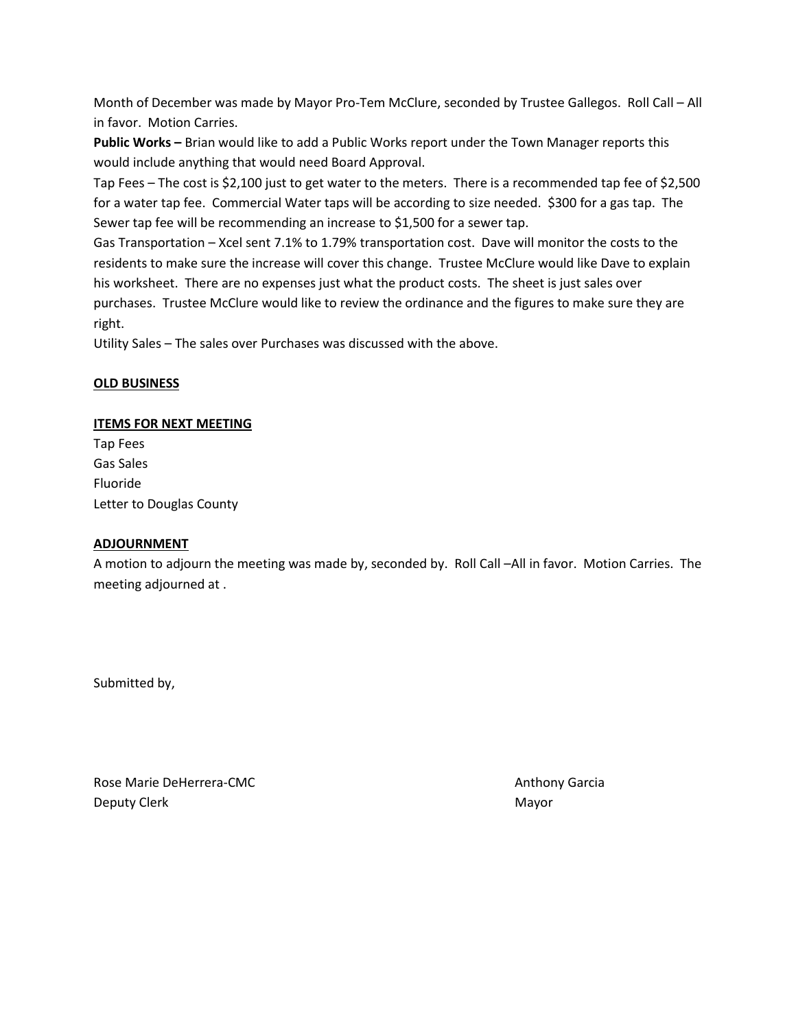Month of December was made by Mayor Pro-Tem McClure, seconded by Trustee Gallegos. Roll Call – All in favor. Motion Carries.

**Public Works –** Brian would like to add a Public Works report under the Town Manager reports this would include anything that would need Board Approval.

Tap Fees – The cost is $2,100 just to get water to the meters. There is a recommended tap fee of $2,500 for a water tap fee. Commercial Water taps will be according to size needed. $300 for a gas tap. The Sewer tap fee will be recommending an increase to $1,500 for a sewer tap.

Gas Transportation – Xcel sent 7.1% to 1.79% transportation cost. Dave will monitor the costs to the residents to make sure the increase will cover this change. Trustee McClure would like Dave to explain his worksheet. There are no expenses just what the product costs. The sheet is just sales over purchases. Trustee McClure would like to review the ordinance and the figures to make sure they are right.

Utility Sales – The sales over Purchases was discussed with the above.

**<u>OLD BUSINESS</u>**

**<u>ITEMS FOR NEXT MEETING</u>**

Tap Fees
Gas Sales
Fluoride
Letter to Douglas County

**<u>ADJOURNMENT</u>**

A motion to adjourn the meeting was made by, seconded by. Roll Call –All in favor. Motion Carries. The meeting adjourned at .

Submitted by,

Rose Marie DeHerrera-CMC
Deputy Clerk

Anthony Garcia
Mayor